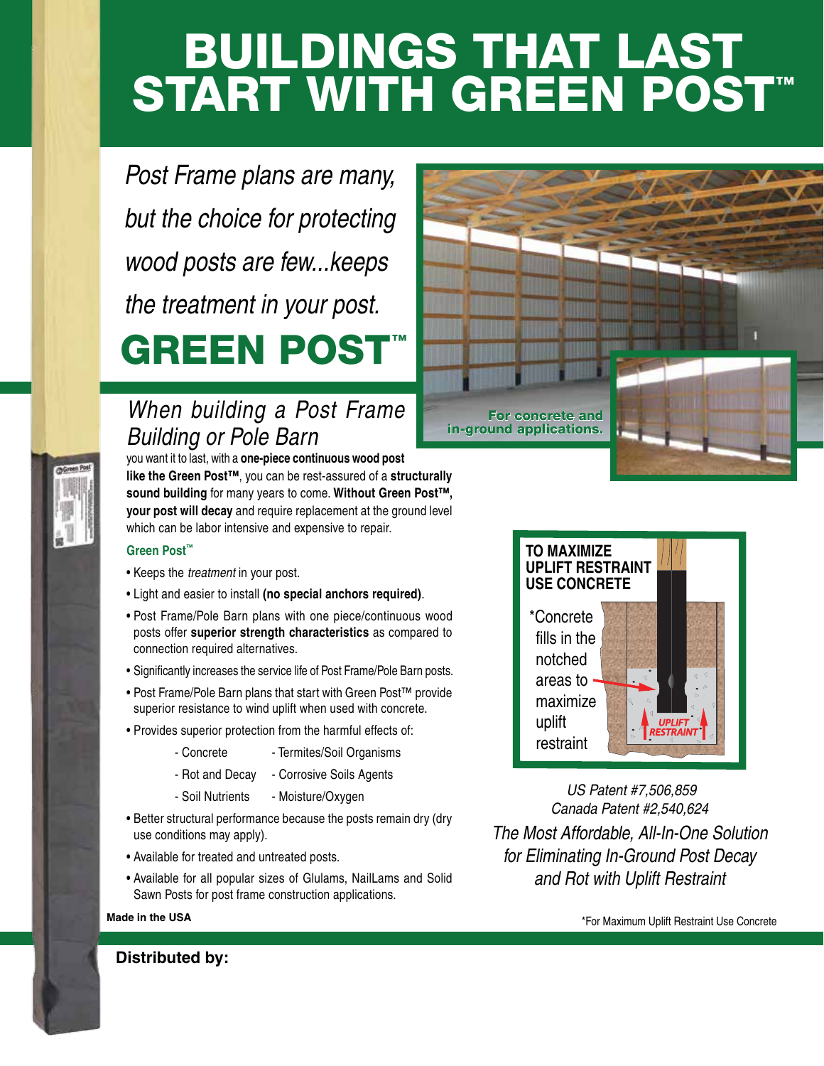# BUILDINGS THAT LAST START WITH GREEN POST™

*Post Frame plans are many, but the choice for protecting wood posts are few...keeps the treatment in your post.*

## GREEN POST™

**For concrete and in-ground applications.**

### *When building a Post Frame Building or Pole Barn*

you want it to last, with a **one-piece continuous wood post like the Green Post™**, you can be rest-assured of a **structurally sound building** for many years to come. **Without Green Post™, your post will decay** and require replacement at the ground level which can be labor intensive and expensive to repair.

**Green Post™**

- Keeps the *treatment* in your post.
- Light and easier to install **(no special anchors required)**.
- Post Frame/Pole Barn plans with one piece/continuous wood posts offer **superior strength characteristics** as compared to connection required alternatives.
- Significantly increases the service life of Post Frame/Pole Barn posts.
- Post Frame/Pole Barn plans that start with Green Post™ provide superior resistance to wind uplift when used with concrete.
- Provides superior protection from the harmful effects of:
  - Concrete
  - Rot and Decay
  - Soil Nutrients
  - Termites/Soil Organisms
  - Corrosive Soils Agents
  - Moisture/Oxygen
- Better structural performance because the posts remain dry (dry use conditions may apply).
- Available for treated and untreated posts.
- Available for all popular sizes of Glulams, NailLams and Solid Sawn Posts for post frame construction applications.

**Made in the USA**

**TO MAXIMIZE UPLIFT RESTRAINT USE CONCRETE**

*Concrete fills in the notched areas to maximize uplift restraint

UPLIFT RESTRAINT

*US Patent #7,506,859*
*Canada Patent #2,540,624*

*The Most Affordable, All-In-One Solution for Eliminating In-Ground Post Decay and Rot with Uplift Restraint*

*For Maximum Uplift Restraint Use Concrete

**Distributed by:**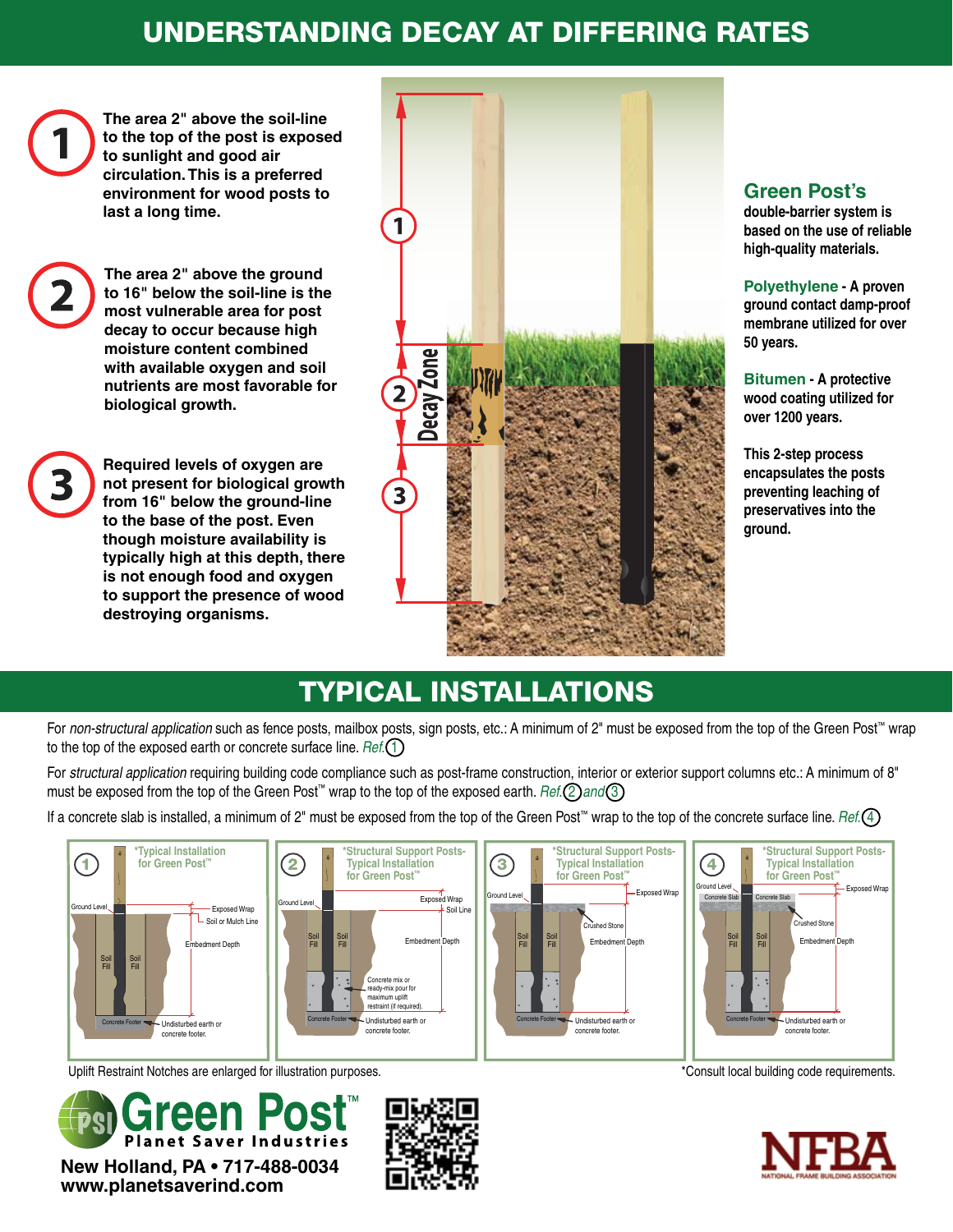# UNDERSTANDING DECAY AT DIFFERING RATES

**1** The area 2" above the soil-line to the top of the post is exposed to sunlight and good air circulation. This is a preferred environment for wood posts to last a long time.

**2** The area 2" above the ground to 16" below the soil-line is the most vulnerable area for post decay to occur because high moisture content combined with available oxygen and soil nutrients are most favorable for biological growth.

**3** Required levels of oxygen are not present for biological growth from 16" below the ground-line to the base of the post. Even though moisture availability is typically high at this depth, there is not enough food and oxygen to support the presence of wood destroying organisms.

1

2 Decay Zone

3

**Green Post's** double-barrier system is based on the use of reliable high-quality materials.

**Polyethylene** - A proven ground contact damp-proof membrane utilized for over 50 years.

**Bitumen** - A protective wood coating utilized for over 1200 years.

This 2-step process encapsulates the posts preventing leaching of preservatives into the ground.

# TYPICAL INSTALLATIONS

For *non-structural application* such as fence posts, mailbox posts, sign posts, etc.: A minimum of 2" must be exposed from the top of the Green Post™ wrap to the top of the exposed earth or concrete surface line. *Ref.* 1

For *structural application* requiring building code compliance such as post-frame construction, interior or exterior support columns etc.: A minimum of 8" must be exposed from the top of the Green Post™ wrap to the top of the exposed earth. *Ref.* 2 *and* 3

If a concrete slab is installed, a minimum of 2" must be exposed from the top of the Green Post™ wrap to the top of the concrete surface line. *Ref.* 4

1 *Typical Installation for Green Post™
Ground Level
Exposed Wrap
Soil or Mulch Line
Embedment Depth
Soil Fill
Soil Fill
Concrete Footer
Undisturbed earth or concrete footer.

2 *Structural Support Posts-Typical Installation for Green Post™
Ground Level
Exposed Wrap
Soil Line
Embedment Depth
Soil Fill
Soil Fill
Concrete mix or ready-mix pour for maximum uplift restraint (if required).
Concrete Footer
Undisturbed earth or concrete footer.

3 *Structural Support Posts-Typical Installation for Green Post™
Ground Level
Exposed Wrap
Crushed Stone
Embedment Depth
Soil Fill
Soil Fill
Concrete Footer
Undisturbed earth or concrete footer.

4 *Structural Support Posts-Typical Installation for Green Post™
Ground Level
Concrete Slab
Concrete Slab
Exposed Wrap
Crushed Stone
Embedment Depth
Soil Fill
Soil Fill
Concrete Footer
Undisturbed earth or concrete footer.

Uplift Restraint Notches are enlarged for illustration purposes.

*Consult local building code requirements.

PSI Green Post™
Planet Saver Industries

**New Holland, PA • 717-488-0034**
**www.planetsaverind.com**

NFBA
NATIONAL FRAME BUILDING ASSOCIATION